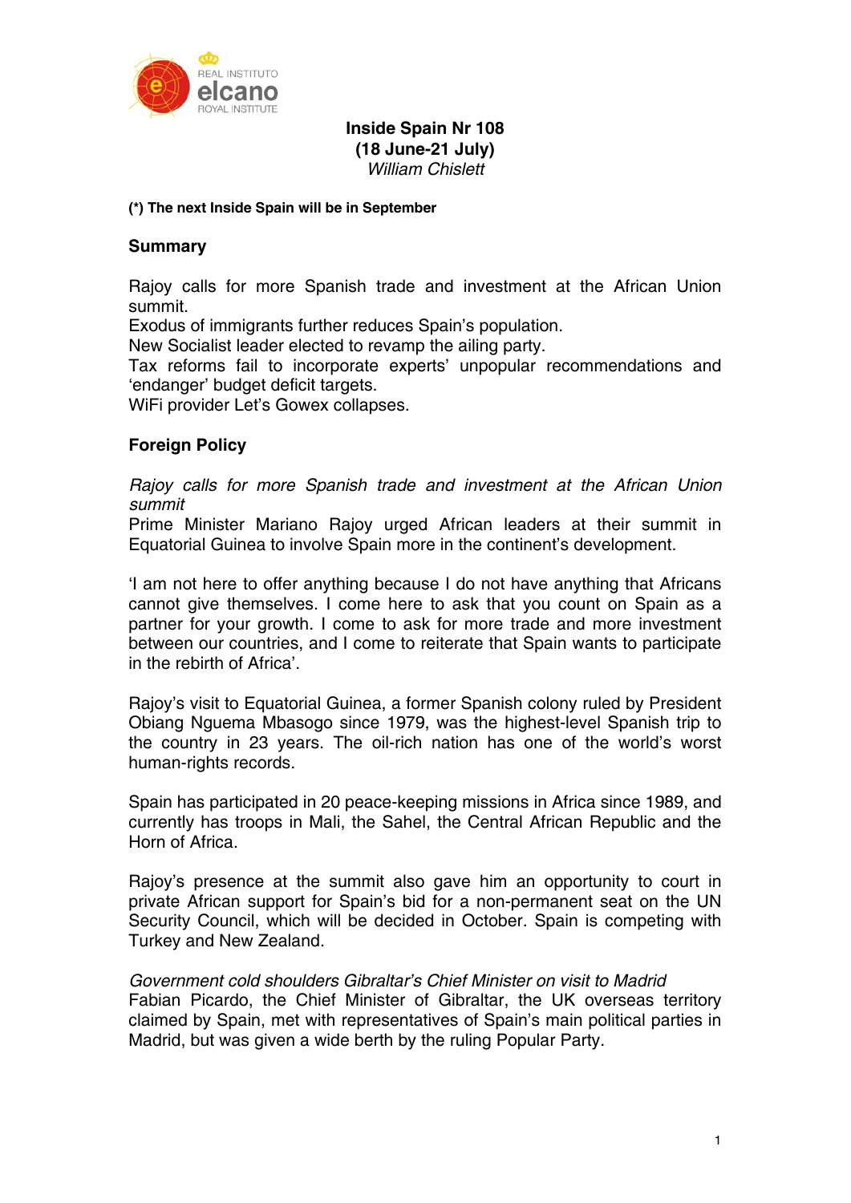# Inside Spain Nr 108
## (18 June-21 July)
*William Chislett*

**(*) The next Inside Spain will be in September**

## Summary

Rajoy calls for more Spanish trade and investment at the African Union summit.
Exodus of immigrants further reduces Spain's population.
New Socialist leader elected to revamp the ailing party.
Tax reforms fail to incorporate experts' unpopular recommendations and 'endanger' budget deficit targets.
WiFi provider Let's Gowex collapses.

## Foreign Policy

*Rajoy calls for more Spanish trade and investment at the African Union summit*
Prime Minister Mariano Rajoy urged African leaders at their summit in Equatorial Guinea to involve Spain more in the continent's development.

'I am not here to offer anything because I do not have anything that Africans cannot give themselves. I come here to ask that you count on Spain as a partner for your growth. I come to ask for more trade and more investment between our countries, and I come to reiterate that Spain wants to participate in the rebirth of Africa'.

Rajoy's visit to Equatorial Guinea, a former Spanish colony ruled by President Obiang Nguema Mbasogo since 1979, was the highest-level Spanish trip to the country in 23 years. The oil-rich nation has one of the world's worst human-rights records.

Spain has participated in 20 peace-keeping missions in Africa since 1989, and currently has troops in Mali, the Sahel, the Central African Republic and the Horn of Africa.

Rajoy's presence at the summit also gave him an opportunity to court in private African support for Spain's bid for a non-permanent seat on the UN Security Council, which will be decided in October. Spain is competing with Turkey and New Zealand.

*Government cold shoulders Gibraltar's Chief Minister on visit to Madrid*
Fabian Picardo, the Chief Minister of Gibraltar, the UK overseas territory claimed by Spain, met with representatives of Spain's main political parties in Madrid, but was given a wide berth by the ruling Popular Party.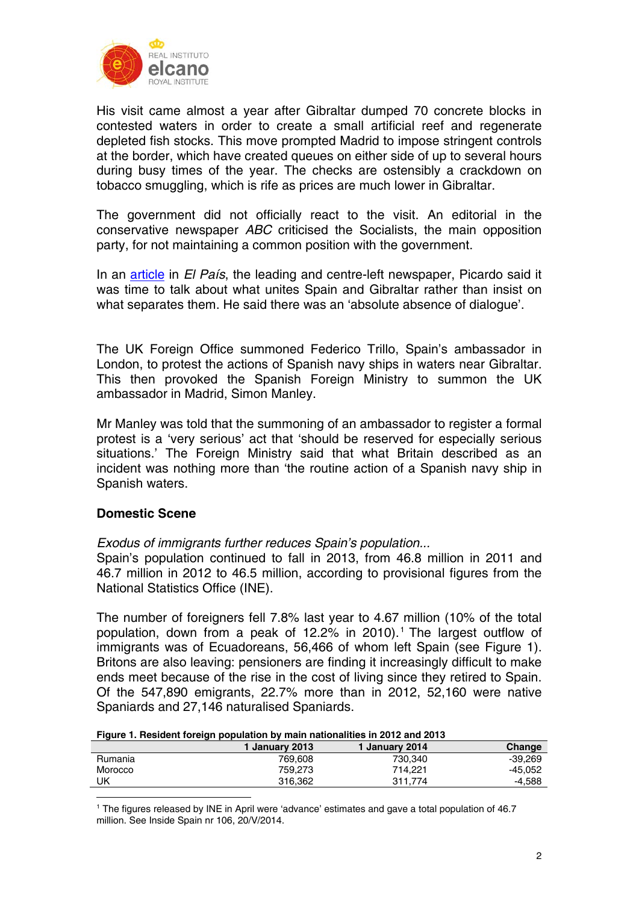His visit came almost a year after Gibraltar dumped 70 concrete blocks in contested waters in order to create a small artificial reef and regenerate depleted fish stocks. This move prompted Madrid to impose stringent controls at the border, which have created queues on either side of up to several hours during busy times of the year. The checks are ostensibly a crackdown on tobacco smuggling, which is rife as prices are much lower in Gibraltar.

The government did not officially react to the visit. An editorial in the conservative newspaper *ABC* criticised the Socialists, the main opposition party, for not maintaining a common position with the government.

In an article in *El País*, the leading and centre-left newspaper, Picardo said it was time to talk about what unites Spain and Gibraltar rather than insist on what separates them. He said there was an 'absolute absence of dialogue'.

The UK Foreign Office summoned Federico Trillo, Spain's ambassador in London, to protest the actions of Spanish navy ships in waters near Gibraltar. This then provoked the Spanish Foreign Ministry to summon the UK ambassador in Madrid, Simon Manley.

Mr Manley was told that the summoning of an ambassador to register a formal protest is a 'very serious' act that 'should be reserved for especially serious situations.' The Foreign Ministry said that what Britain described as an incident was nothing more than 'the routine action of a Spanish navy ship in Spanish waters.

## Domestic Scene

*Exodus of immigrants further reduces Spain's population...*

Spain's population continued to fall in 2013, from 46.8 million in 2011 and 46.7 million in 2012 to 46.5 million, according to provisional figures from the National Statistics Office (INE).

The number of foreigners fell 7.8% last year to 4.67 million (10% of the total population, down from a peak of 12.2% in 2010).[1] The largest outflow of immigrants was of Ecuadoreans, 56,466 of whom left Spain (see Figure 1). Britons are also leaving: pensioners are finding it increasingly difficult to make ends meet because of the rise in the cost of living since they retired to Spain. Of the 547,890 emigrants, 22.7% more than in 2012, 52,160 were native Spaniards and 27,146 naturalised Spaniards.

**Figure 1. Resident foreign population by main nationalities in 2012 and 2013**

| | 1 January 2013 | 1 January 2014 | Change |
|---|---|---|---|
| Rumania | 769,608 | 730,340 | -39,269 |
| Morocco | 759,273 | 714,221 | -45,052 |
| UK | 316,362 | 311,774 | -4,588 |

[1] The figures released by INE in April were 'advance' estimates and gave a total population of 46.7 million. See Inside Spain nr 106, 20/V/2014.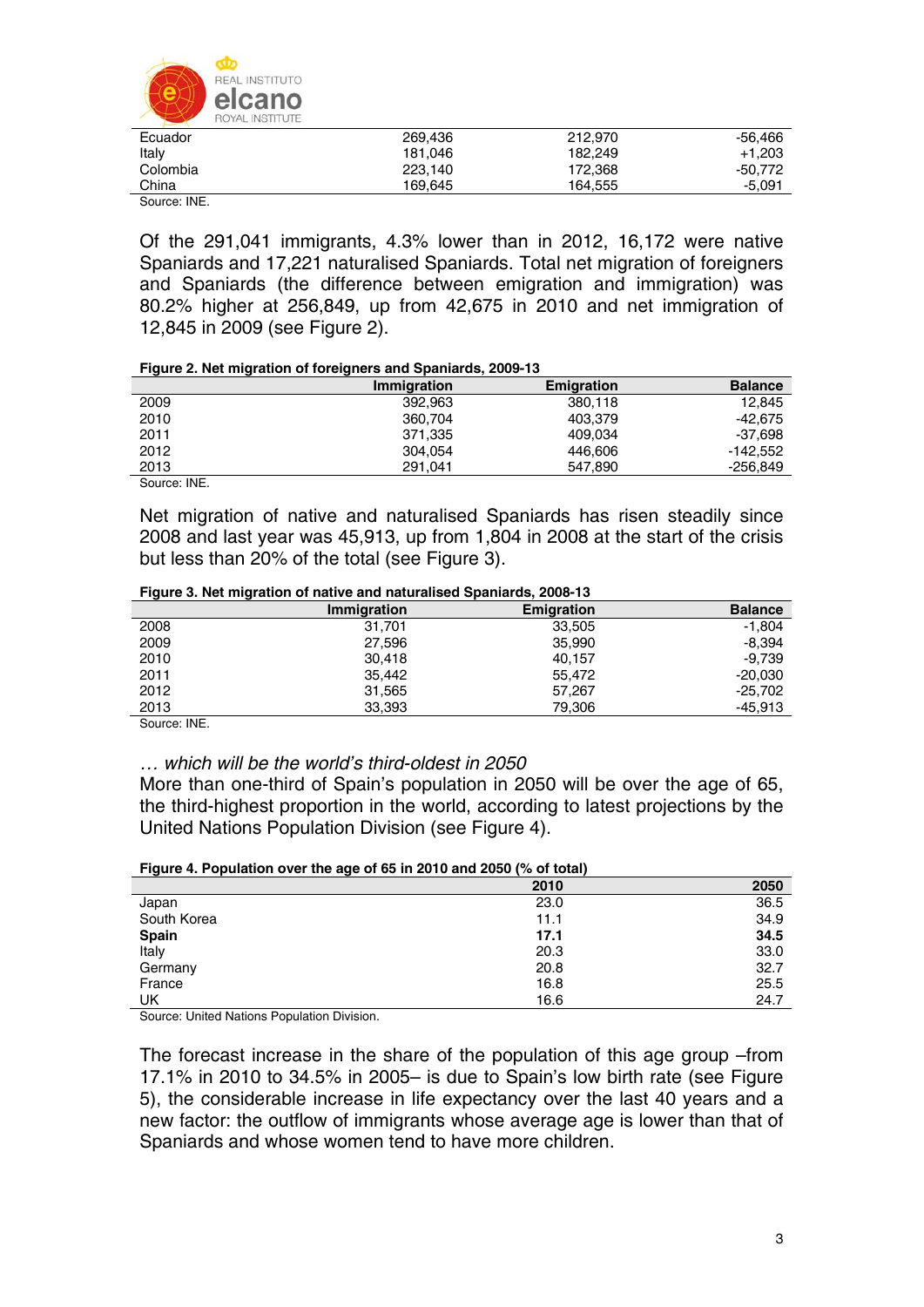| | | | |
|---|---|---|---|
| Ecuador | 269,436 | 212,970 | -56,466 |
| Italy | 181,046 | 182,249 | +1,203 |
| Colombia | 223,140 | 172,368 | -50,772 |
| China | 169,645 | 164,555 | -5,091 |

Source: INE.

Of the 291,041 immigrants, 4.3% lower than in 2012, 16,172 were native Spaniards and 17,221 naturalised Spaniards. Total net migration of foreigners and Spaniards (the difference between emigration and immigration) was 80.2% higher at 256,849, up from 42,675 in 2010 and net immigration of 12,845 in 2009 (see Figure 2).

**Figure 2. Net migration of foreigners and Spaniards, 2009-13**

| | Immigration | Emigration | Balance |
|---|---|---|---|
| 2009 | 392,963 | 380,118 | 12,845 |
| 2010 | 360,704 | 403,379 | -42,675 |
| 2011 | 371,335 | 409,034 | -37,698 |
| 2012 | 304,054 | 446,606 | -142,552 |
| 2013 | 291,041 | 547,890 | -256,849 |

Source: INE.

Net migration of native and naturalised Spaniards has risen steadily since 2008 and last year was 45,913, up from 1,804 in 2008 at the start of the crisis but less than 20% of the total (see Figure 3).

**Figure 3. Net migration of native and naturalised Spaniards, 2008-13**

| | Immigration | Emigration | Balance |
|---|---|---|---|
| 2008 | 31,701 | 33,505 | -1,804 |
| 2009 | 27,596 | 35,990 | -8,394 |
| 2010 | 30,418 | 40,157 | -9,739 |
| 2011 | 35,442 | 55,472 | -20,030 |
| 2012 | 31,565 | 57,267 | -25,702 |
| 2013 | 33,393 | 79,306 | -45,913 |

Source: INE.

*… which will be the world's third-oldest in 2050*

More than one-third of Spain's population in 2050 will be over the age of 65, the third-highest proportion in the world, according to latest projections by the United Nations Population Division (see Figure 4).

**Figure 4. Population over the age of 65 in 2010 and 2050 (% of total)**

| | 2010 | 2050 |
|---|---|---|
| Japan | 23.0 | 36.5 |
| South Korea | 11.1 | 34.9 |
| **Spain** | **17.1** | **34.5** |
| Italy | 20.3 | 33.0 |
| Germany | 20.8 | 32.7 |
| France | 16.8 | 25.5 |
| UK | 16.6 | 24.7 |

Source: United Nations Population Division.

The forecast increase in the share of the population of this age group –from 17.1% in 2010 to 34.5% in 2005– is due to Spain's low birth rate (see Figure 5), the considerable increase in life expectancy over the last 40 years and a new factor: the outflow of immigrants whose average age is lower than that of Spaniards and whose women tend to have more children.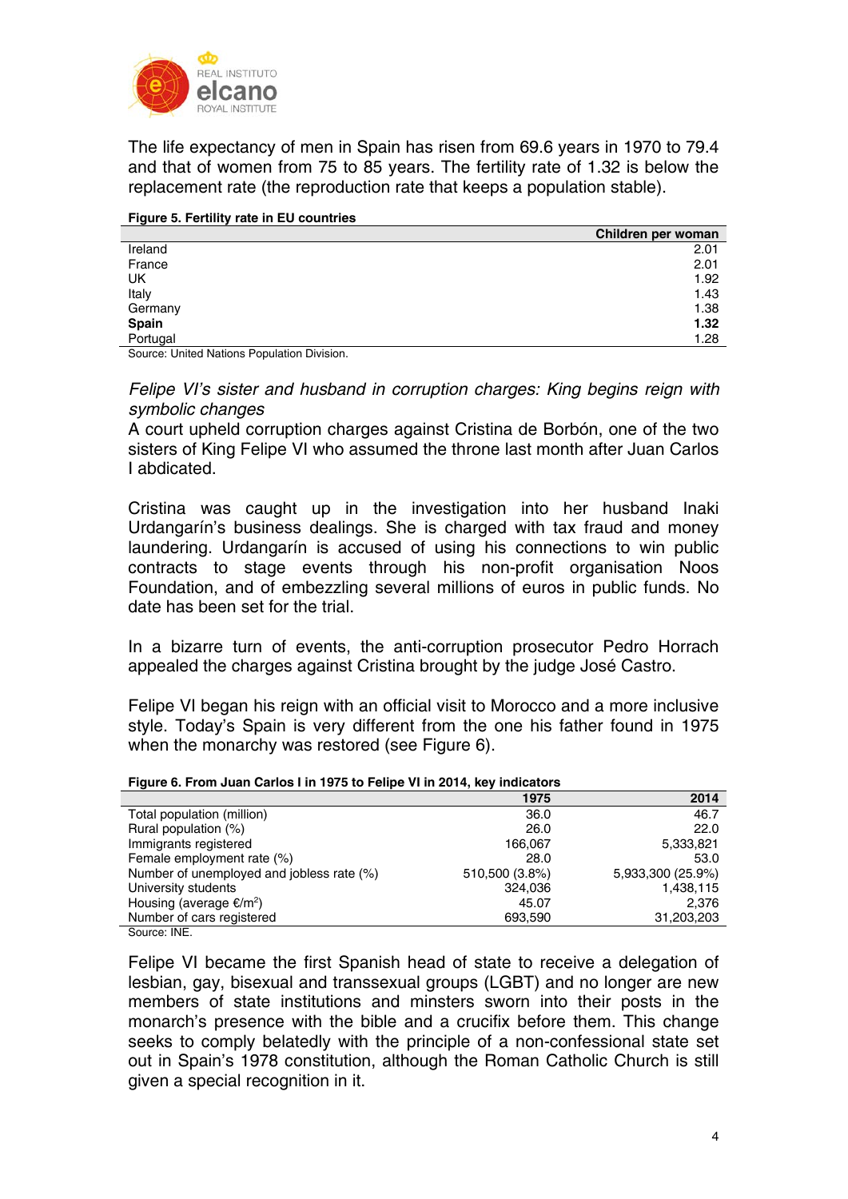The life expectancy of men in Spain has risen from 69.6 years in 1970 to 79.4 and that of women from 75 to 85 years. The fertility rate of 1.32 is below the replacement rate (the reproduction rate that keeps a population stable).

**Figure 5. Fertility rate in EU countries**

| | Children per woman |
|---|---|
| Ireland | 2.01 |
| France | 2.01 |
| UK | 1.92 |
| Italy | 1.43 |
| Germany | 1.38 |
| **Spain** | **1.32** |
| Portugal | 1.28 |

Source: United Nations Population Division.

*Felipe VI's sister and husband in corruption charges: King begins reign with symbolic changes*

A court upheld corruption charges against Cristina de Borbón, one of the two sisters of King Felipe VI who assumed the throne last month after Juan Carlos I abdicated.

Cristina was caught up in the investigation into her husband Inaki Urdangarín's business dealings. She is charged with tax fraud and money laundering. Urdangarín is accused of using his connections to win public contracts to stage events through his non-profit organisation Noos Foundation, and of embezzling several millions of euros in public funds. No date has been set for the trial.

In a bizarre turn of events, the anti-corruption prosecutor Pedro Horrach appealed the charges against Cristina brought by the judge José Castro.

Felipe VI began his reign with an official visit to Morocco and a more inclusive style. Today's Spain is very different from the one his father found in 1975 when the monarchy was restored (see Figure 6).

**Figure 6. From Juan Carlos I in 1975 to Felipe VI in 2014, key indicators**

| | 1975 | 2014 |
|---|---|---|
| Total population (million) | 36.0 | 46.7 |
| Rural population (%) | 26.0 | 22.0 |
| Immigrants registered | 166,067 | 5,333,821 |
| Female employment rate (%) | 28.0 | 53.0 |
| Number of unemployed and jobless rate (%) | 510,500 (3.8%) | 5,933,300 (25.9%) |
| University students | 324,036 | 1,438,115 |
| Housing (average €/m$^2$) | 45.07 | 2,376 |
| Number of cars registered | 693,590 | 31,203,203 |

Source: INE.

Felipe VI became the first Spanish head of state to receive a delegation of lesbian, gay, bisexual and transsexual groups (LGBT) and no longer are new members of state institutions and minsters sworn into their posts in the monarch's presence with the bible and a crucifix before them. This change seeks to comply belatedly with the principle of a non-confessional state set out in Spain's 1978 constitution, although the Roman Catholic Church is still given a special recognition in it.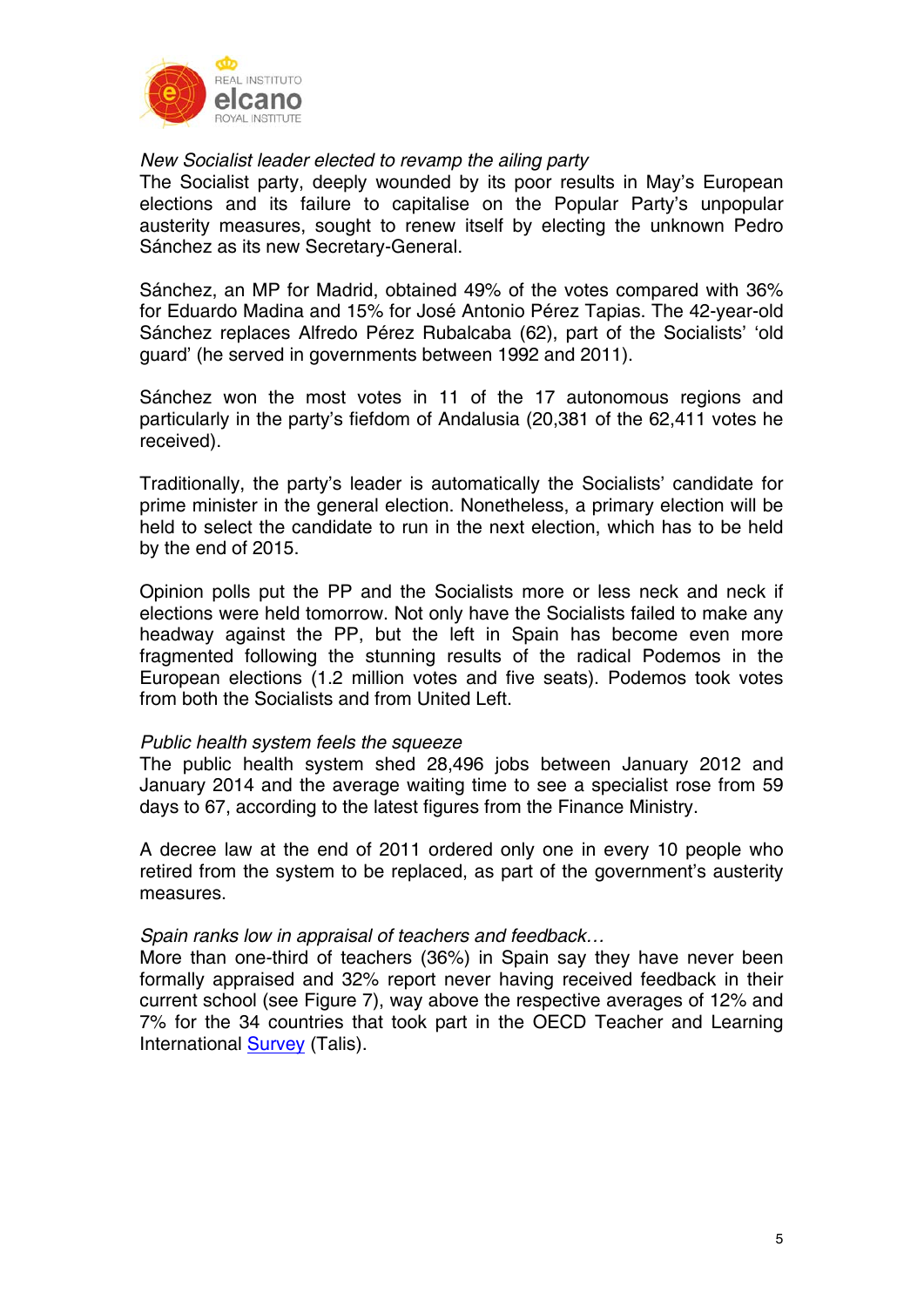*New Socialist leader elected to revamp the ailing party*

The Socialist party, deeply wounded by its poor results in May's European elections and its failure to capitalise on the Popular Party's unpopular austerity measures, sought to renew itself by electing the unknown Pedro Sánchez as its new Secretary-General.

Sánchez, an MP for Madrid, obtained 49% of the votes compared with 36% for Eduardo Madina and 15% for José Antonio Pérez Tapias. The 42-year-old Sánchez replaces Alfredo Pérez Rubalcaba (62), part of the Socialists' 'old guard' (he served in governments between 1992 and 2011).

Sánchez won the most votes in 11 of the 17 autonomous regions and particularly in the party's fiefdom of Andalusia (20,381 of the 62,411 votes he received).

Traditionally, the party's leader is automatically the Socialists' candidate for prime minister in the general election. Nonetheless, a primary election will be held to select the candidate to run in the next election, which has to be held by the end of 2015.

Opinion polls put the PP and the Socialists more or less neck and neck if elections were held tomorrow. Not only have the Socialists failed to make any headway against the PP, but the left in Spain has become even more fragmented following the stunning results of the radical Podemos in the European elections (1.2 million votes and five seats). Podemos took votes from both the Socialists and from United Left.

*Public health system feels the squeeze*

The public health system shed 28,496 jobs between January 2012 and January 2014 and the average waiting time to see a specialist rose from 59 days to 67, according to the latest figures from the Finance Ministry.

A decree law at the end of 2011 ordered only one in every 10 people who retired from the system to be replaced, as part of the government's austerity measures.

*Spain ranks low in appraisal of teachers and feedback…*

More than one-third of teachers (36%) in Spain say they have never been formally appraised and 32% report never having received feedback in their current school (see Figure 7), way above the respective averages of 12% and 7% for the 34 countries that took part in the OECD Teacher and Learning International Survey (Talis).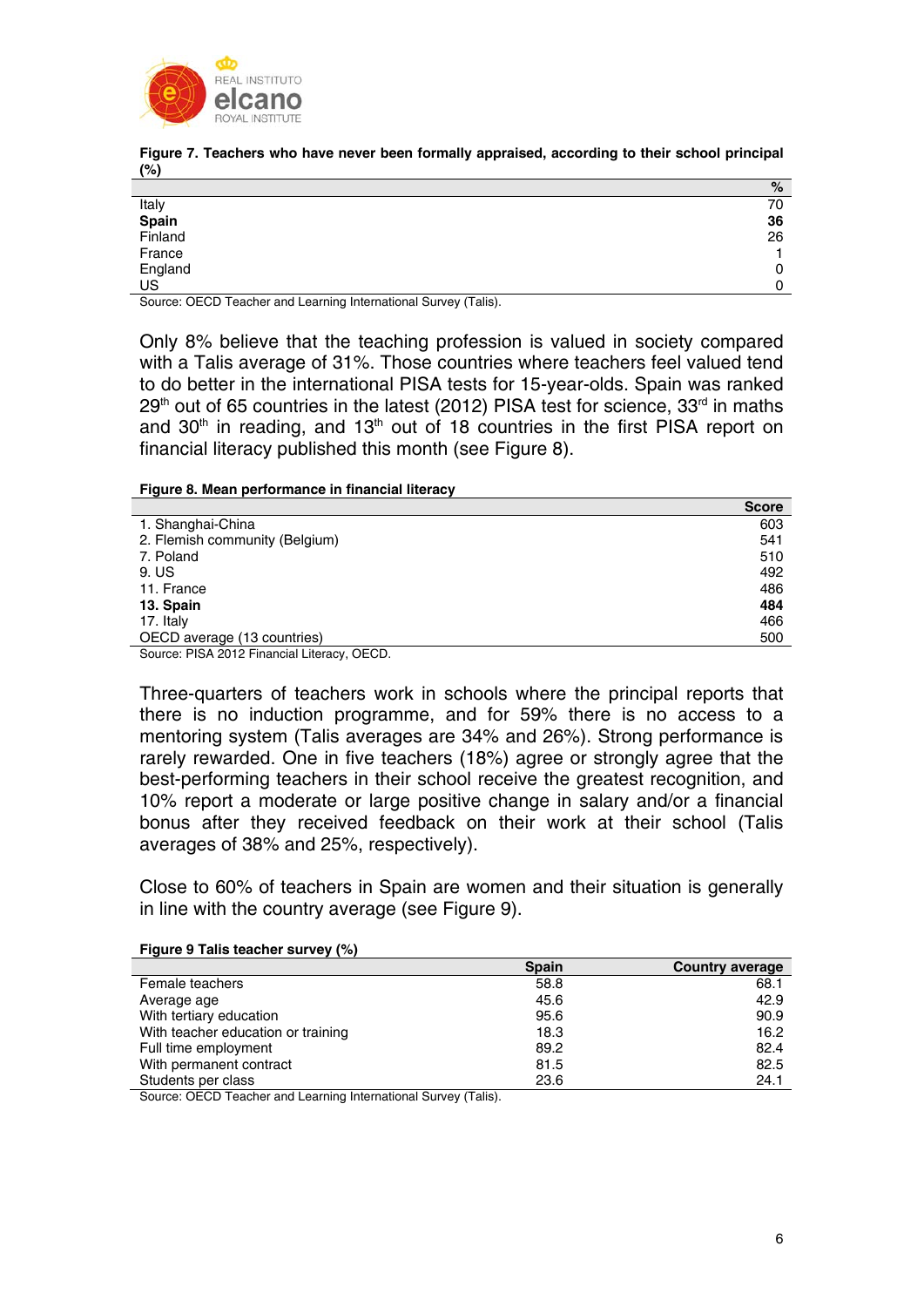**Figure 7. Teachers who have never been formally appraised, according to their school principal (%)**

| | % |
|---|---|
| Italy | 70 |
| **Spain** | **36** |
| Finland | 26 |
| France | 1 |
| England | 0 |
| US | 0 |

Source: OECD Teacher and Learning International Survey (Talis).

Only 8% believe that the teaching profession is valued in society compared with a Talis average of 31%. Those countries where teachers feel valued tend to do better in the international PISA tests for 15-year-olds. Spain was ranked 29th out of 65 countries in the latest (2012) PISA test for science, 33rd in maths and 30th in reading, and 13th out of 18 countries in the first PISA report on financial literacy published this month (see Figure 8).

**Figure 8. Mean performance in financial literacy**

| | Score |
|---|---|
| 1. Shanghai-China | 603 |
| 2. Flemish community (Belgium) | 541 |
| 7. Poland | 510 |
| 9. US | 492 |
| 11. France | 486 |
| **13. Spain** | **484** |
| 17. Italy | 466 |
| OECD average (13 countries) | 500 |

Source: PISA 2012 Financial Literacy, OECD.

Three-quarters of teachers work in schools where the principal reports that there is no induction programme, and for 59% there is no access to a mentoring system (Talis averages are 34% and 26%). Strong performance is rarely rewarded. One in five teachers (18%) agree or strongly agree that the best-performing teachers in their school receive the greatest recognition, and 10% report a moderate or large positive change in salary and/or a financial bonus after they received feedback on their work at their school (Talis averages of 38% and 25%, respectively).

Close to 60% of teachers in Spain are women and their situation is generally in line with the country average (see Figure 9).

**Figure 9 Talis teacher survey (%)**

| | Spain | Country average |
|---|---|---|
| Female teachers | 58.8 | 68.1 |
| Average age | 45.6 | 42.9 |
| With tertiary education | 95.6 | 90.9 |
| With teacher education or training | 18.3 | 16.2 |
| Full time employment | 89.2 | 82.4 |
| With permanent contract | 81.5 | 82.5 |
| Students per class | 23.6 | 24.1 |

Source: OECD Teacher and Learning International Survey (Talis).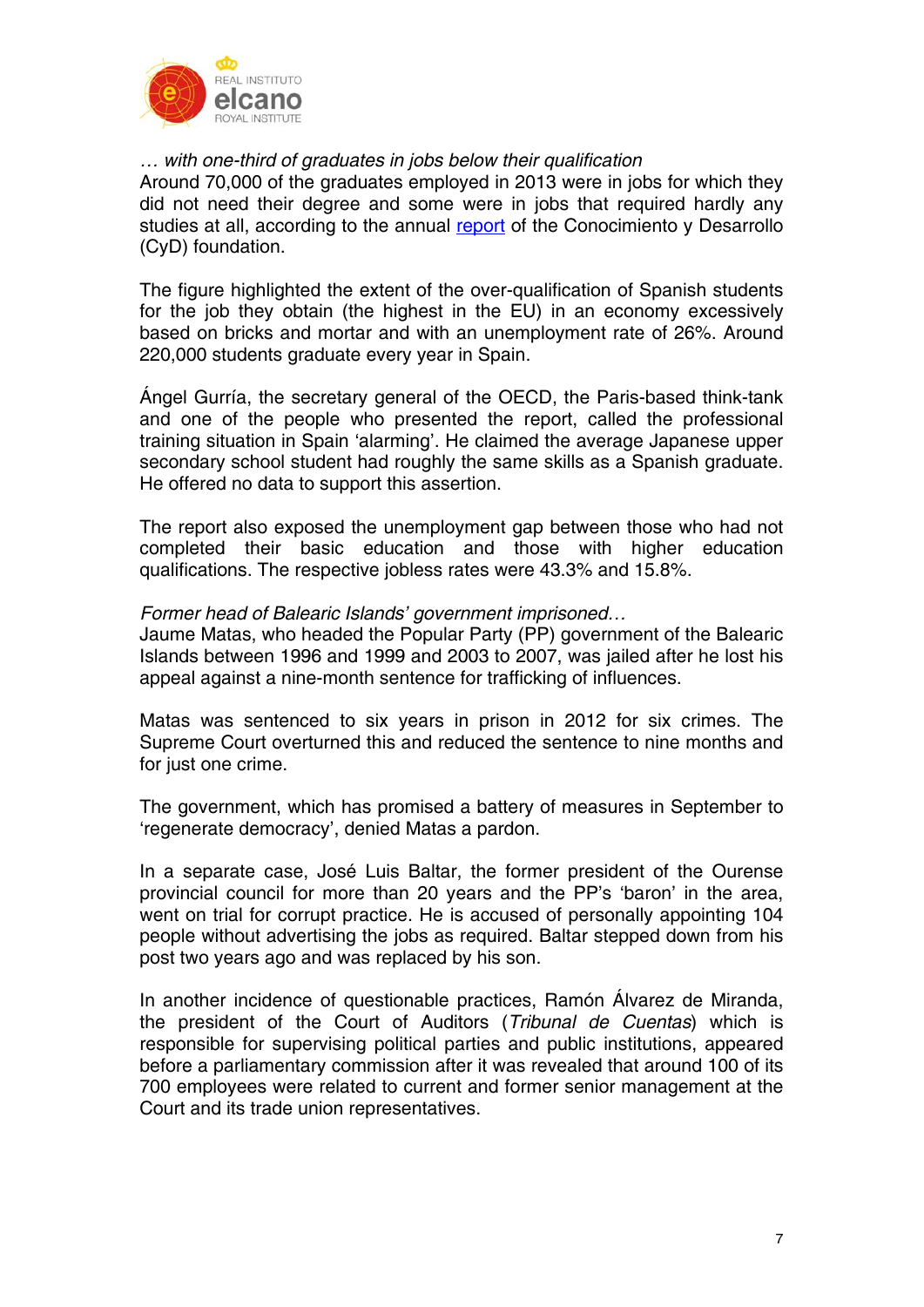*… with one-third of graduates in jobs below their qualification*

Around 70,000 of the graduates employed in 2013 were in jobs for which they did not need their degree and some were in jobs that required hardly any studies at all, according to the annual [report](report) of the Conocimiento y Desarrollo (CyD) foundation.

The figure highlighted the extent of the over-qualification of Spanish students for the job they obtain (the highest in the EU) in an economy excessively based on bricks and mortar and with an unemployment rate of 26%. Around 220,000 students graduate every year in Spain.

Ángel Gurría, the secretary general of the OECD, the Paris-based think-tank and one of the people who presented the report, called the professional training situation in Spain 'alarming'. He claimed the average Japanese upper secondary school student had roughly the same skills as a Spanish graduate. He offered no data to support this assertion.

The report also exposed the unemployment gap between those who had not completed their basic education and those with higher education qualifications. The respective jobless rates were 43.3% and 15.8%.

*Former head of Balearic Islands' government imprisoned…*

Jaume Matas, who headed the Popular Party (PP) government of the Balearic Islands between 1996 and 1999 and 2003 to 2007, was jailed after he lost his appeal against a nine-month sentence for trafficking of influences.

Matas was sentenced to six years in prison in 2012 for six crimes. The Supreme Court overturned this and reduced the sentence to nine months and for just one crime.

The government, which has promised a battery of measures in September to 'regenerate democracy', denied Matas a pardon.

In a separate case, José Luis Baltar, the former president of the Ourense provincial council for more than 20 years and the PP's 'baron' in the area, went on trial for corrupt practice. He is accused of personally appointing 104 people without advertising the jobs as required. Baltar stepped down from his post two years ago and was replaced by his son.

In another incidence of questionable practices, Ramón Álvarez de Miranda, the president of the Court of Auditors (*Tribunal de Cuentas*) which is responsible for supervising political parties and public institutions, appeared before a parliamentary commission after it was revealed that around 100 of its 700 employees were related to current and former senior management at the Court and its trade union representatives.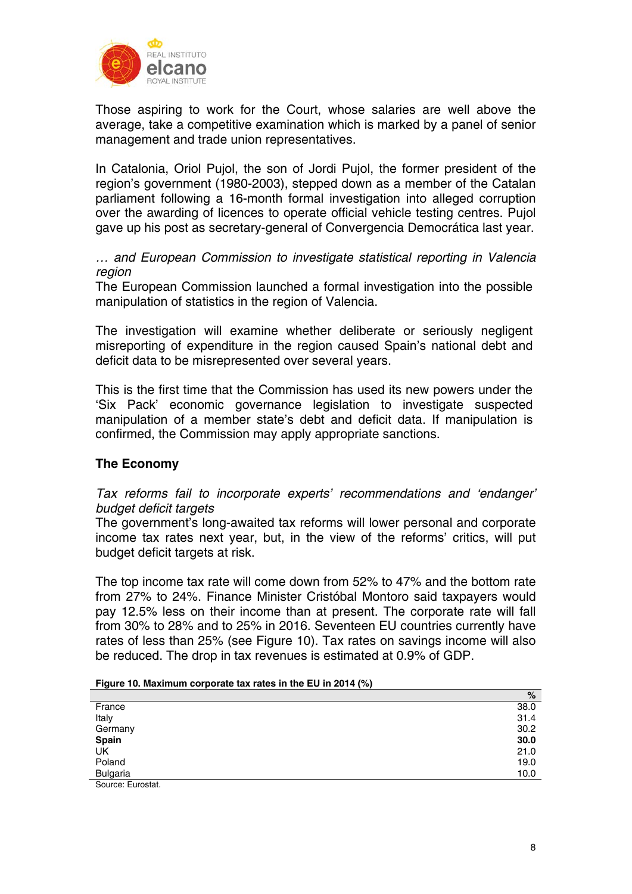Those aspiring to work for the Court, whose salaries are well above the average, take a competitive examination which is marked by a panel of senior management and trade union representatives.

In Catalonia, Oriol Pujol, the son of Jordi Pujol, the former president of the region's government (1980-2003), stepped down as a member of the Catalan parliament following a 16-month formal investigation into alleged corruption over the awarding of licences to operate official vehicle testing centres. Pujol gave up his post as secretary-general of Convergencia Democrática last year.

*… and European Commission to investigate statistical reporting in Valencia region*

The European Commission launched a formal investigation into the possible manipulation of statistics in the region of Valencia.

The investigation will examine whether deliberate or seriously negligent misreporting of expenditure in the region caused Spain's national debt and deficit data to be misrepresented over several years.

This is the first time that the Commission has used its new powers under the 'Six Pack' economic governance legislation to investigate suspected manipulation of a member state's debt and deficit data. If manipulation is confirmed, the Commission may apply appropriate sanctions.

## The Economy

*Tax reforms fail to incorporate experts' recommendations and 'endanger' budget deficit targets*

The government's long-awaited tax reforms will lower personal and corporate income tax rates next year, but, in the view of the reforms' critics, will put budget deficit targets at risk.

The top income tax rate will come down from 52% to 47% and the bottom rate from 27% to 24%. Finance Minister Cristóbal Montoro said taxpayers would pay 12.5% less on their income than at present. The corporate rate will fall from 30% to 28% and to 25% in 2016. Seventeen EU countries currently have rates of less than 25% (see Figure 10). Tax rates on savings income will also be reduced. The drop in tax revenues is estimated at 0.9% of GDP.

**Figure 10. Maximum corporate tax rates in the EU in 2014 (%)**

| | % |
|---|---|
| France | 38.0 |
| Italy | 31.4 |
| Germany | 30.2 |
| **Spain** | **30.0** |
| UK | 21.0 |
| Poland | 19.0 |
| Bulgaria | 10.0 |

Source: Eurostat.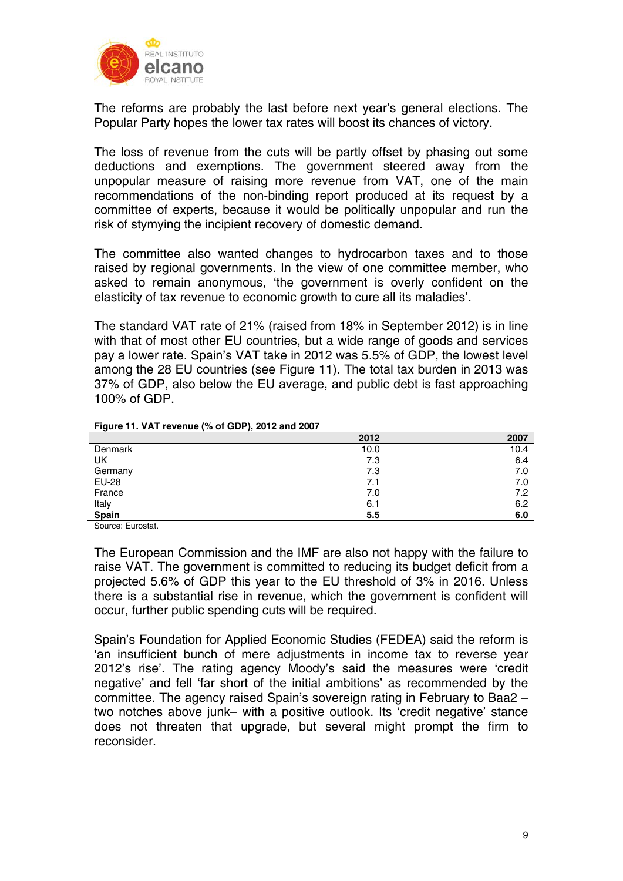The reforms are probably the last before next year's general elections. The Popular Party hopes the lower tax rates will boost its chances of victory.

The loss of revenue from the cuts will be partly offset by phasing out some deductions and exemptions. The government steered away from the unpopular measure of raising more revenue from VAT, one of the main recommendations of the non-binding report produced at its request by a committee of experts, because it would be politically unpopular and run the risk of stymying the incipient recovery of domestic demand.

The committee also wanted changes to hydrocarbon taxes and to those raised by regional governments. In the view of one committee member, who asked to remain anonymous, 'the government is overly confident on the elasticity of tax revenue to economic growth to cure all its maladies'.

The standard VAT rate of 21% (raised from 18% in September 2012) is in line with that of most other EU countries, but a wide range of goods and services pay a lower rate. Spain's VAT take in 2012 was 5.5% of GDP, the lowest level among the 28 EU countries (see Figure 11). The total tax burden in 2013 was 37% of GDP, also below the EU average, and public debt is fast approaching 100% of GDP.

**Figure 11. VAT revenue (% of GDP), 2012 and 2007**

| | 2012 | 2007 |
|---|---|---|
| Denmark | 10.0 | 10.4 |
| UK | 7.3 | 6.4 |
| Germany | 7.3 | 7.0 |
| EU-28 | 7.1 | 7.0 |
| France | 7.0 | 7.2 |
| Italy | 6.1 | 6.2 |
| **Spain** | **5.5** | **6.0** |

Source: Eurostat.

The European Commission and the IMF are also not happy with the failure to raise VAT. The government is committed to reducing its budget deficit from a projected 5.6% of GDP this year to the EU threshold of 3% in 2016. Unless there is a substantial rise in revenue, which the government is confident will occur, further public spending cuts will be required.

Spain's Foundation for Applied Economic Studies (FEDEA) said the reform is 'an insufficient bunch of mere adjustments in income tax to reverse year 2012's rise'. The rating agency Moody's said the measures were 'credit negative' and fell 'far short of the initial ambitions' as recommended by the committee. The agency raised Spain's sovereign rating in February to Baa2 – two notches above junk– with a positive outlook. Its 'credit negative' stance does not threaten that upgrade, but several might prompt the firm to reconsider.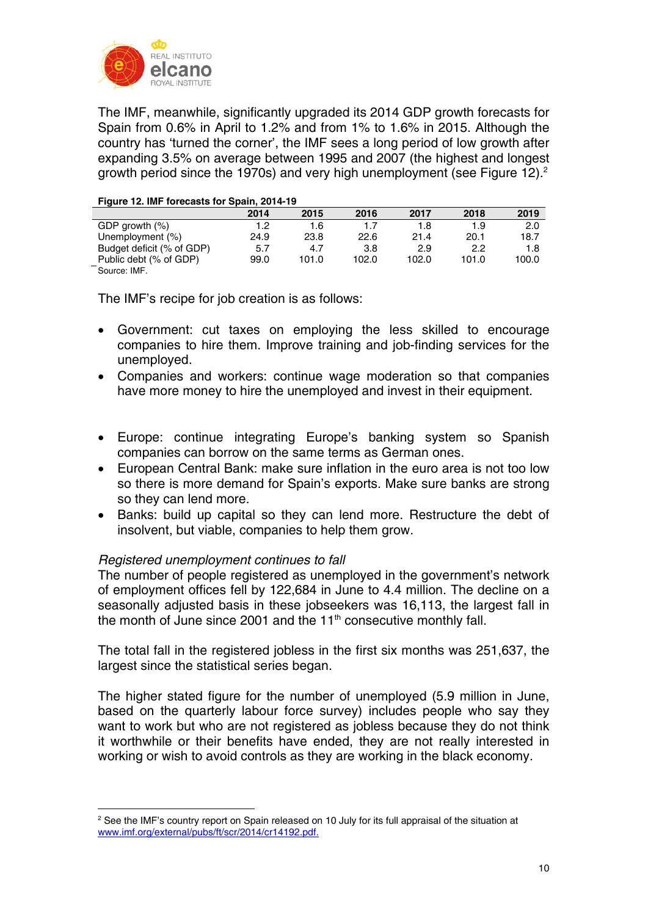The IMF, meanwhile, significantly upgraded its 2014 GDP growth forecasts for Spain from 0.6% in April to 1.2% and from 1% to 1.6% in 2015. Although the country has 'turned the corner', the IMF sees a long period of low growth after expanding 3.5% on average between 1995 and 2007 (the highest and longest growth period since the 1970s) and very high unemployment (see Figure 12).[2]

**Figure 12. IMF forecasts for Spain, 2014-19**

| | 2014 | 2015 | 2016 | 2017 | 2018 | 2019 |
|---|---|---|---|---|---|---|
| GDP growth (%) | 1.2 | 1.6 | 1.7 | 1.8 | 1.9 | 2.0 |
| Unemployment (%) | 24.9 | 23.8 | 22.6 | 21.4 | 20.1 | 18.7 |
| Budget deficit (% of GDP) | 5.7 | 4.7 | 3.8 | 2.9 | 2.2 | 1.8 |
| Public debt (% of GDP) | 99.0 | 101.0 | 102.0 | 102.0 | 101.0 | 100.0 |

Source: IMF.

The IMF's recipe for job creation is as follows:

- Government: cut taxes on employing the less skilled to encourage companies to hire them. Improve training and job-finding services for the unemployed.
- Companies and workers: continue wage moderation so that companies have more money to hire the unemployed and invest in their equipment.
- Europe: continue integrating Europe's banking system so Spanish companies can borrow on the same terms as German ones.
- European Central Bank: make sure inflation in the euro area is not too low so there is more demand for Spain's exports. Make sure banks are strong so they can lend more.
- Banks: build up capital so they can lend more. Restructure the debt of insolvent, but viable, companies to help them grow.

*Registered unemployment continues to fall*

The number of people registered as unemployed in the government's network of employment offices fell by 122,684 in June to 4.4 million. The decline on a seasonally adjusted basis in these jobseekers was 16,113, the largest fall in the month of June since 2001 and the 11th consecutive monthly fall.

The total fall in the registered jobless in the first six months was 251,637, the largest since the statistical series began.

The higher stated figure for the number of unemployed (5.9 million in June, based on the quarterly labour force survey) includes people who say they want to work but who are not registered as jobless because they do not think it worthwhile or their benefits have ended, they are not really interested in working or wish to avoid controls as they are working in the black economy.

---

[2] See the IMF's country report on Spain released on 10 July for its full appraisal of the situation at www.imf.org/external/pubs/ft/scr/2014/cr14192.pdf.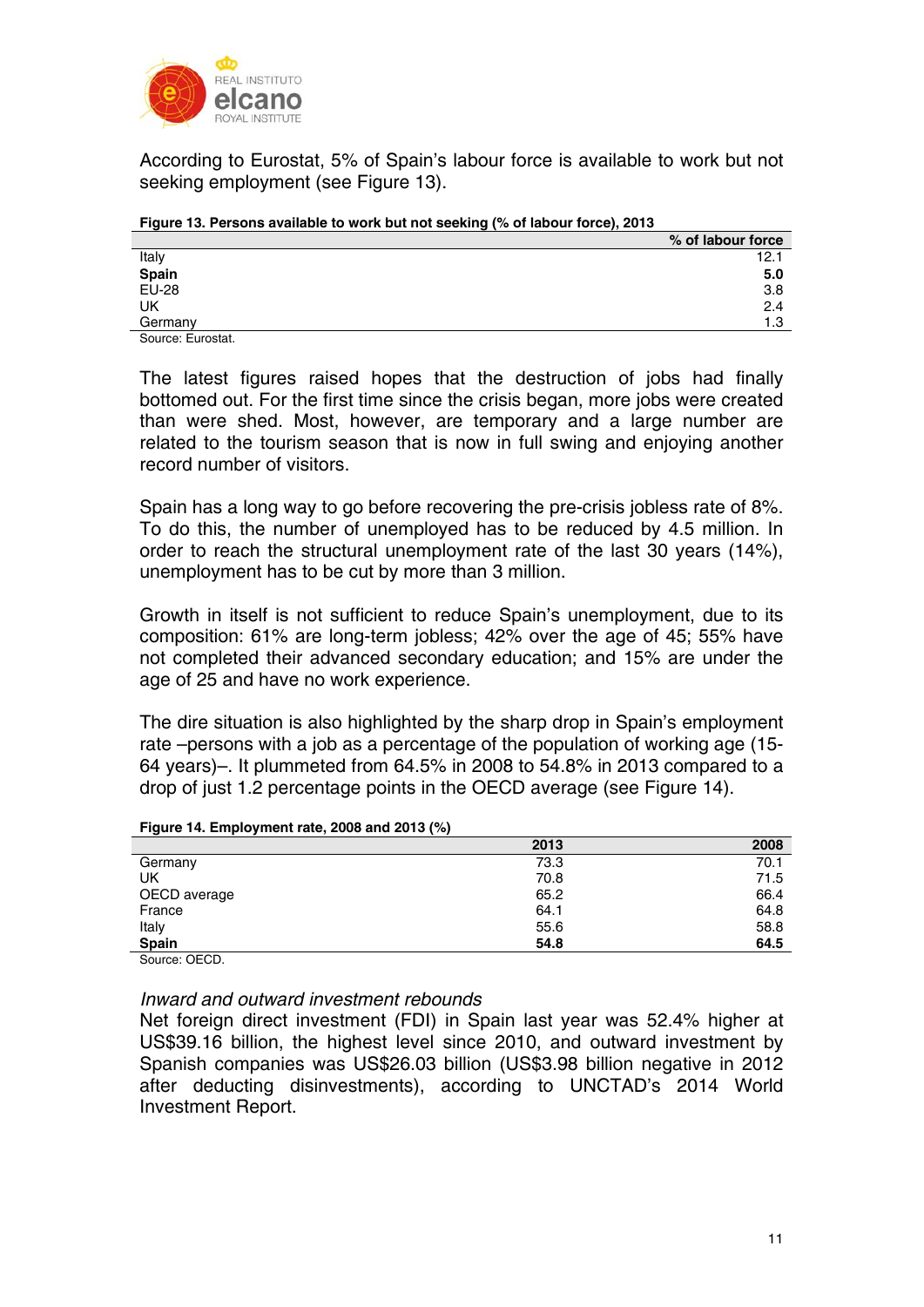According to Eurostat, 5% of Spain's labour force is available to work but not seeking employment (see Figure 13).

**Figure 13. Persons available to work but not seeking (% of labour force), 2013**

| | % of labour force |
|---|---|
| Italy | 12.1 |
| **Spain** | **5.0** |
| EU-28 | 3.8 |
| UK | 2.4 |
| Germany | 1.3 |

Source: Eurostat.

The latest figures raised hopes that the destruction of jobs had finally bottomed out. For the first time since the crisis began, more jobs were created than were shed. Most, however, are temporary and a large number are related to the tourism season that is now in full swing and enjoying another record number of visitors.

Spain has a long way to go before recovering the pre-crisis jobless rate of 8%. To do this, the number of unemployed has to be reduced by 4.5 million. In order to reach the structural unemployment rate of the last 30 years (14%), unemployment has to be cut by more than 3 million.

Growth in itself is not sufficient to reduce Spain's unemployment, due to its composition: 61% are long-term jobless; 42% over the age of 45; 55% have not completed their advanced secondary education; and 15% are under the age of 25 and have no work experience.

The dire situation is also highlighted by the sharp drop in Spain's employment rate –persons with a job as a percentage of the population of working age (15-64 years)–. It plummeted from 64.5% in 2008 to 54.8% in 2013 compared to a drop of just 1.2 percentage points in the OECD average (see Figure 14).

**Figure 14. Employment rate, 2008 and 2013 (%)**

| | 2013 | 2008 |
|---|---|---|
| Germany | 73.3 | 70.1 |
| UK | 70.8 | 71.5 |
| OECD average | 65.2 | 66.4 |
| France | 64.1 | 64.8 |
| Italy | 55.6 | 58.8 |
| **Spain** | **54.8** | **64.5** |

Source: OECD.

*Inward and outward investment rebounds*

Net foreign direct investment (FDI) in Spain last year was 52.4% higher at US$39.16 billion, the highest level since 2010, and outward investment by Spanish companies was US$26.03 billion (US$3.98 billion negative in 2012 after deducting disinvestments), according to UNCTAD's 2014 World Investment Report.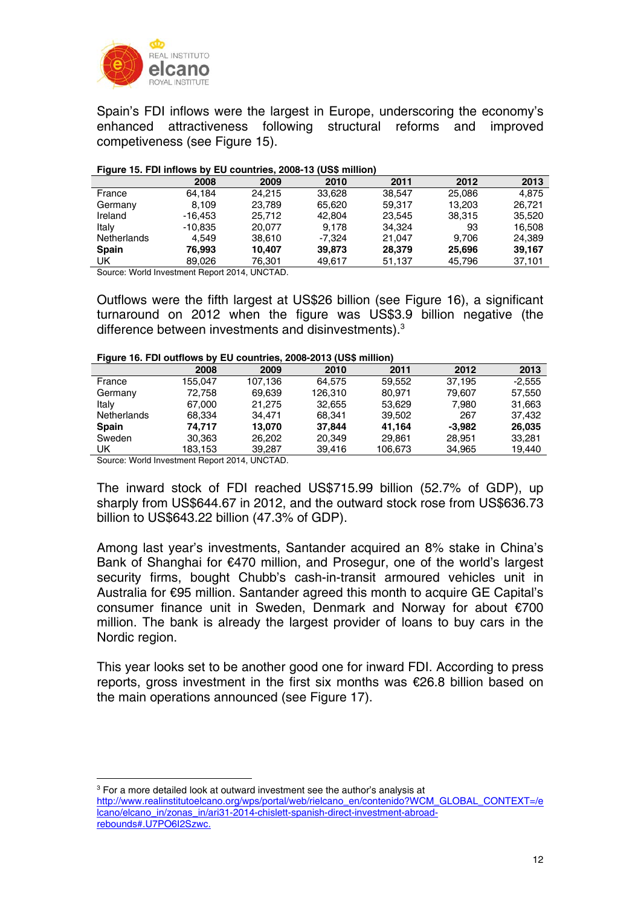Spain's FDI inflows were the largest in Europe, underscoring the economy's enhanced attractiveness following structural reforms and improved competiveness (see Figure 15).

**Figure 15. FDI inflows by EU countries, 2008-13 (US$ million)**

| | 2008 | 2009 | 2010 | 2011 | 2012 | 2013 |
|---|---|---|---|---|---|---|
| France | 64,184 | 24,215 | 33,628 | 38,547 | 25,086 | 4,875 |
| Germany | 8,109 | 23,789 | 65,620 | 59,317 | 13,203 | 26,721 |
| Ireland | -16,453 | 25,712 | 42,804 | 23,545 | 38,315 | 35,520 |
| Italy | -10,835 | 20,077 | 9,178 | 34,324 | 93 | 16,508 |
| Netherlands | 4,549 | 38,610 | -7,324 | 21,047 | 9,706 | 24,389 |
| **Spain** | **76,993** | **10,407** | **39,873** | **28,379** | **25,696** | **39,167** |
| UK | 89,026 | 76,301 | 49,617 | 51,137 | 45,796 | 37,101 |

Source: World Investment Report 2014, UNCTAD.

Outflows were the fifth largest at US$26 billion (see Figure 16), a significant turnaround on 2012 when the figure was US$3.9 billion negative (the difference between investments and disinvestments).[3]

**Figure 16. FDI outflows by EU countries, 2008-2013 (US$ million)**

| | 2008 | 2009 | 2010 | 2011 | 2012 | 2013 |
|---|---|---|---|---|---|---|
| France | 155,047 | 107,136 | 64,575 | 59,552 | 37,195 | -2,555 |
| Germany | 72,758 | 69,639 | 126,310 | 80,971 | 79,607 | 57,550 |
| Italy | 67,000 | 21,275 | 32,655 | 53,629 | 7,980 | 31,663 |
| Netherlands | 68,334 | 34,471 | 68,341 | 39,502 | 267 | 37,432 |
| **Spain** | **74,717** | **13,070** | **37,844** | **41,164** | **-3,982** | **26,035** |
| Sweden | 30,363 | 26,202 | 20,349 | 29,861 | 28,951 | 33,281 |
| UK | 183,153 | 39,287 | 39,416 | 106,673 | 34,965 | 19,440 |

Source: World Investment Report 2014, UNCTAD.

The inward stock of FDI reached US$715.99 billion (52.7% of GDP), up sharply from US$644.67 in 2012, and the outward stock rose from US$636.73 billion to US$643.22 billion (47.3% of GDP).

Among last year's investments, Santander acquired an 8% stake in China's Bank of Shanghai for €470 million, and Prosegur, one of the world's largest security firms, bought Chubb's cash-in-transit armoured vehicles unit in Australia for €95 million. Santander agreed this month to acquire GE Capital's consumer finance unit in Sweden, Denmark and Norway for about €700 million. The bank is already the largest provider of loans to buy cars in the Nordic region.

This year looks set to be another good one for inward FDI. According to press reports, gross investment in the first six months was €26.8 billion based on the main operations announced (see Figure 17).

---

[3] For a more detailed look at outward investment see the author's analysis at http://www.realinstitutoelcano.org/wps/portal/web/rielcano_en/contenido?WCM_GLOBAL_CONTEXT=/elcano/elcano_in/zonas_in/ari31-2014-chislett-spanish-direct-investment-abroad-rebounds#.U7PO6I2Szwc.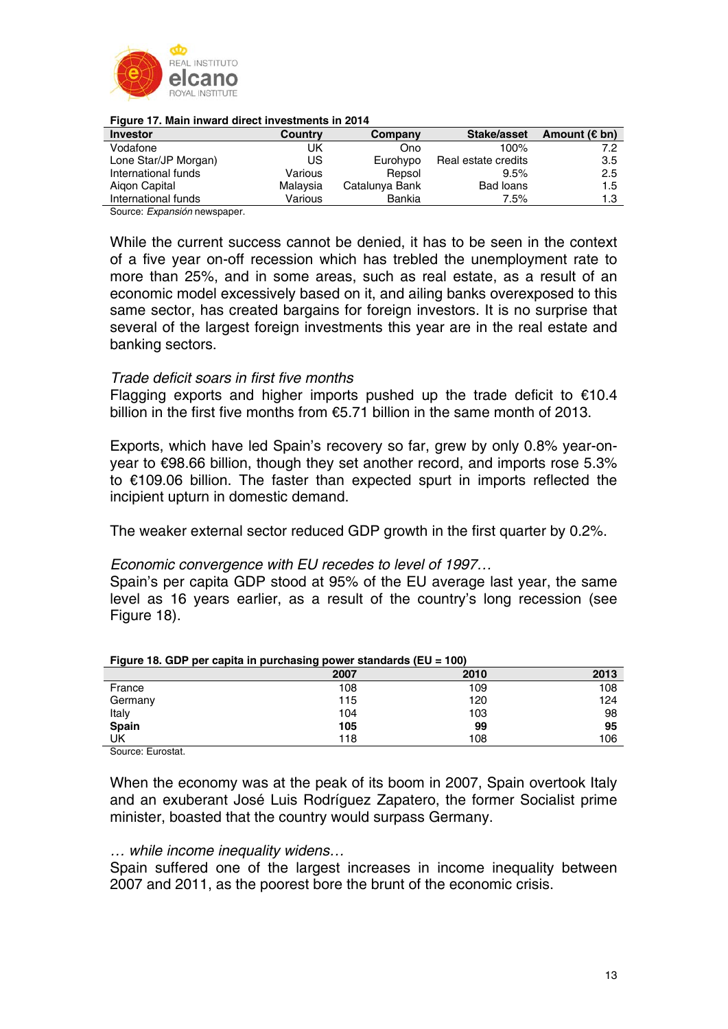**Figure 17. Main inward direct investments in 2014**

| Investor | Country | Company | Stake/asset | Amount (€ bn) |
|---|---|---|---|---|
| Vodafone | UK | Ono | 100% | 7.2 |
| Lone Star/JP Morgan) | US | Eurohypo | Real estate credits | 3.5 |
| International funds | Various | Repsol | 9.5% | 2.5 |
| Aiqon Capital | Malaysia | Catalunya Bank | Bad loans | 1.5 |
| International funds | Various | Bankia | 7.5% | 1.3 |

Source: *Expansión* newspaper.

While the current success cannot be denied, it has to be seen in the context of a five year on-off recession which has trebled the unemployment rate to more than 25%, and in some areas, such as real estate, as a result of an economic model excessively based on it, and ailing banks overexposed to this same sector, has created bargains for foreign investors. It is no surprise that several of the largest foreign investments this year are in the real estate and banking sectors.

*Trade deficit soars in first five months*

Flagging exports and higher imports pushed up the trade deficit to €10.4 billion in the first five months from €5.71 billion in the same month of 2013.

Exports, which have led Spain's recovery so far, grew by only 0.8% year-on-year to €98.66 billion, though they set another record, and imports rose 5.3% to €109.06 billion. The faster than expected spurt in imports reflected the incipient upturn in domestic demand.

The weaker external sector reduced GDP growth in the first quarter by 0.2%.

*Economic convergence with EU recedes to level of 1997…*

Spain's per capita GDP stood at 95% of the EU average last year, the same level as 16 years earlier, as a result of the country's long recession (see Figure 18).

**Figure 18. GDP per capita in purchasing power standards (EU = 100)**

| | 2007 | 2010 | 2013 |
|---|---|---|---|
| France | 108 | 109 | 108 |
| Germany | 115 | 120 | 124 |
| Italy | 104 | 103 | 98 |
| **Spain** | **105** | **99** | **95** |
| UK | 118 | 108 | 106 |

Source: Eurostat.

When the economy was at the peak of its boom in 2007, Spain overtook Italy and an exuberant José Luis Rodríguez Zapatero, the former Socialist prime minister, boasted that the country would surpass Germany.

*… while income inequality widens…*

Spain suffered one of the largest increases in income inequality between 2007 and 2011, as the poorest bore the brunt of the economic crisis.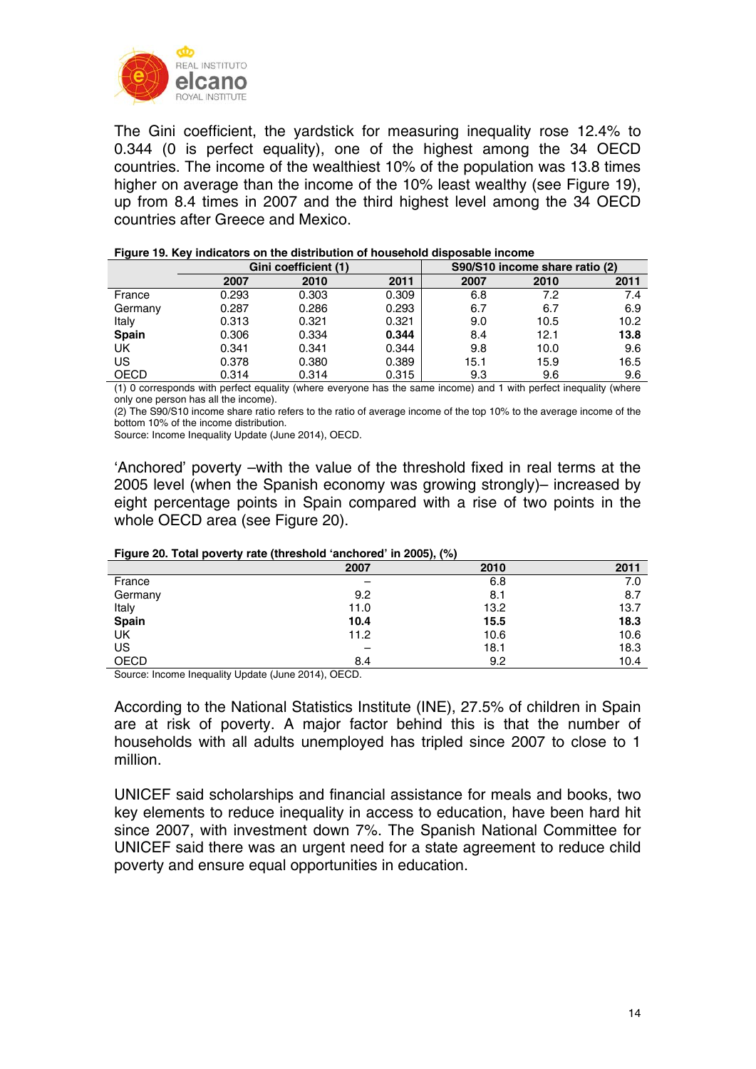The Gini coefficient, the yardstick for measuring inequality rose 12.4% to 0.344 (0 is perfect equality), one of the highest among the 34 OECD countries. The income of the wealthiest 10% of the population was 13.8 times higher on average than the income of the 10% least wealthy (see Figure 19), up from 8.4 times in 2007 and the third highest level among the 34 OECD countries after Greece and Mexico.

**Figure 19. Key indicators on the distribution of household disposable income**

| | Gini coefficient (1) | | | S90/S10 income share ratio (2) | | |
|---|---|---|---|---|---|---|
| | **2007** | **2010** | **2011** | **2007** | **2010** | **2011** |
| France | 0.293 | 0.303 | 0.309 | 6.8 | 7.2 | 7.4 |
| Germany | 0.287 | 0.286 | 0.293 | 6.7 | 6.7 | 6.9 |
| Italy | 0.313 | 0.321 | 0.321 | 9.0 | 10.5 | 10.2 |
| **Spain** | 0.306 | 0.334 | **0.344** | 8.4 | 12.1 | **13.8** |
| UK | 0.341 | 0.341 | 0.344 | 9.8 | 10.0 | 9.6 |
| US | 0.378 | 0.380 | 0.389 | 15.1 | 15.9 | 16.5 |
| OECD | 0.314 | 0.314 | 0.315 | 9.3 | 9.6 | 9.6 |

(1) 0 corresponds with perfect equality (where everyone has the same income) and 1 with perfect inequality (where only one person has all the income).
(2) The S90/S10 income share ratio refers to the ratio of average income of the top 10% to the average income of the bottom 10% of the income distribution.
Source: Income Inequality Update (June 2014), OECD.

'Anchored' poverty –with the value of the threshold fixed in real terms at the 2005 level (when the Spanish economy was growing strongly)– increased by eight percentage points in Spain compared with a rise of two points in the whole OECD area (see Figure 20).

**Figure 20. Total poverty rate (threshold 'anchored' in 2005), (%)**

| | 2007 | 2010 | 2011 |
|---|---|---|---|
| France | – | 6.8 | 7.0 |
| Germany | 9.2 | 8.1 | 8.7 |
| Italy | 11.0 | 13.2 | 13.7 |
| **Spain** | **10.4** | **15.5** | **18.3** |
| UK | 11.2 | 10.6 | 10.6 |
| US | – | 18.1 | 18.3 |
| OECD | 8.4 | 9.2 | 10.4 |

Source: Income Inequality Update (June 2014), OECD.

According to the National Statistics Institute (INE), 27.5% of children in Spain are at risk of poverty. A major factor behind this is that the number of households with all adults unemployed has tripled since 2007 to close to 1 million.

UNICEF said scholarships and financial assistance for meals and books, two key elements to reduce inequality in access to education, have been hard hit since 2007, with investment down 7%. The Spanish National Committee for UNICEF said there was an urgent need for a state agreement to reduce child poverty and ensure equal opportunities in education.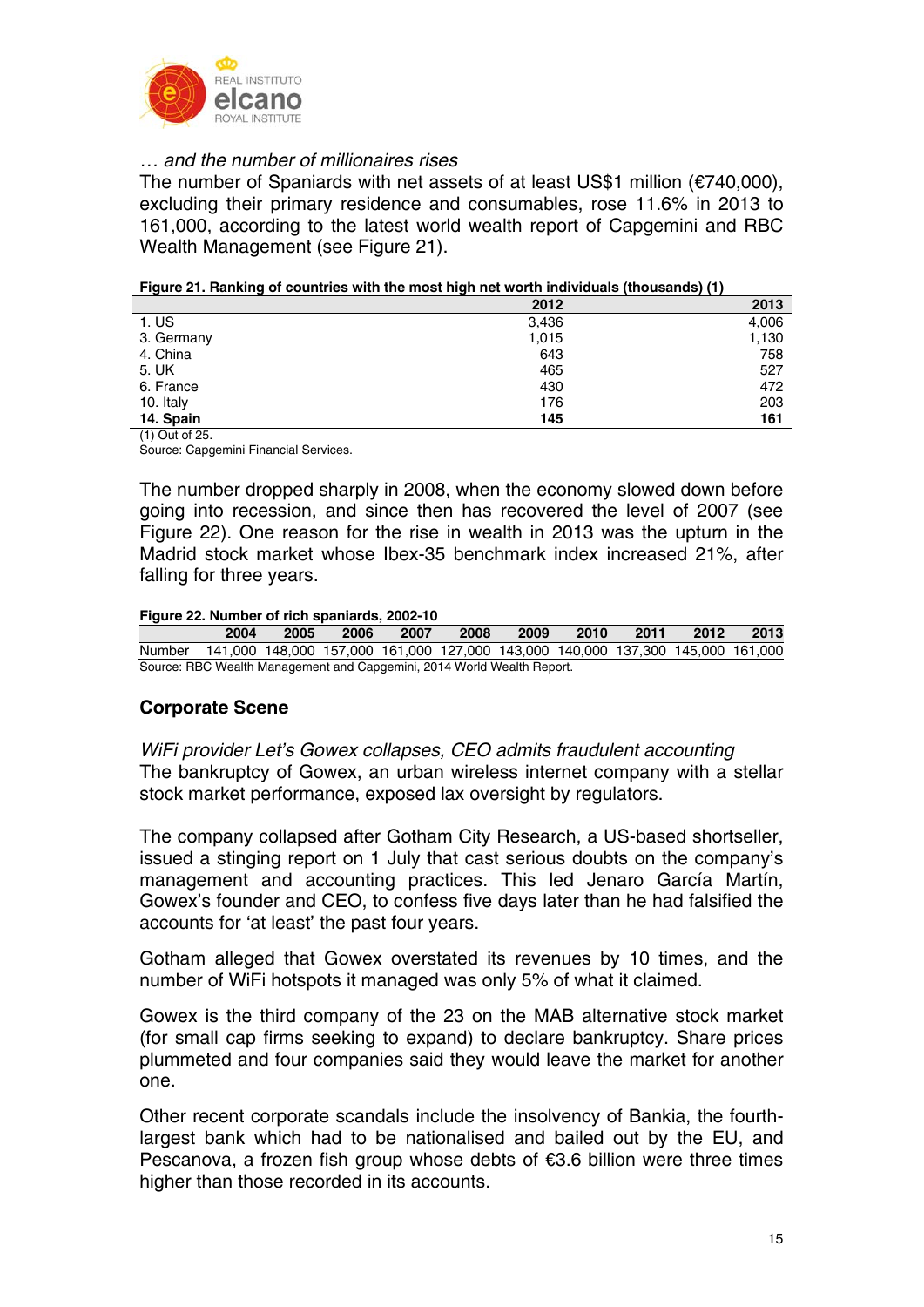*… and the number of millionaires rises*

The number of Spaniards with net assets of at least US$1 million (€740,000), excluding their primary residence and consumables, rose 11.6% in 2013 to 161,000, according to the latest world wealth report of Capgemini and RBC Wealth Management (see Figure 21).

**Figure 21. Ranking of countries with the most high net worth individuals (thousands) (1)**

| | 2012 | 2013 |
|---|---|---|
| 1. US | 3,436 | 4,006 |
| 3. Germany | 1,015 | 1,130 |
| 4. China | 643 | 758 |
| 5. UK | 465 | 527 |
| 6. France | 430 | 472 |
| 10. Italy | 176 | 203 |
| **14. Spain** | **145** | **161** |

(1) Out of 25.
Source: Capgemini Financial Services.

The number dropped sharply in 2008, when the economy slowed down before going into recession, and since then has recovered the level of 2007 (see Figure 22). One reason for the rise in wealth in 2013 was the upturn in the Madrid stock market whose Ibex-35 benchmark index increased 21%, after falling for three years.

**Figure 22. Number of rich spaniards, 2002-10**

| | 2004 | 2005 | 2006 | 2007 | 2008 | 2009 | 2010 | 2011 | 2012 | 2013 |
|---|---|---|---|---|---|---|---|---|---|---|
| Number | 141,000 | 148,000 | 157,000 | 161,000 | 127,000 | 143,000 | 140,000 | 137,300 | 145,000 | 161,000 |

Source: RBC Wealth Management and Capgemini, 2014 World Wealth Report.

## Corporate Scene

*WiFi provider Let's Gowex collapses, CEO admits fraudulent accounting*

The bankruptcy of Gowex, an urban wireless internet company with a stellar stock market performance, exposed lax oversight by regulators.

The company collapsed after Gotham City Research, a US-based shortseller, issued a stinging report on 1 July that cast serious doubts on the company's management and accounting practices. This led Jenaro García Martín, Gowex's founder and CEO, to confess five days later than he had falsified the accounts for 'at least' the past four years.

Gotham alleged that Gowex overstated its revenues by 10 times, and the number of WiFi hotspots it managed was only 5% of what it claimed.

Gowex is the third company of the 23 on the MAB alternative stock market (for small cap firms seeking to expand) to declare bankruptcy. Share prices plummeted and four companies said they would leave the market for another one.

Other recent corporate scandals include the insolvency of Bankia, the fourth-largest bank which had to be nationalised and bailed out by the EU, and Pescanova, a frozen fish group whose debts of €3.6 billion were three times higher than those recorded in its accounts.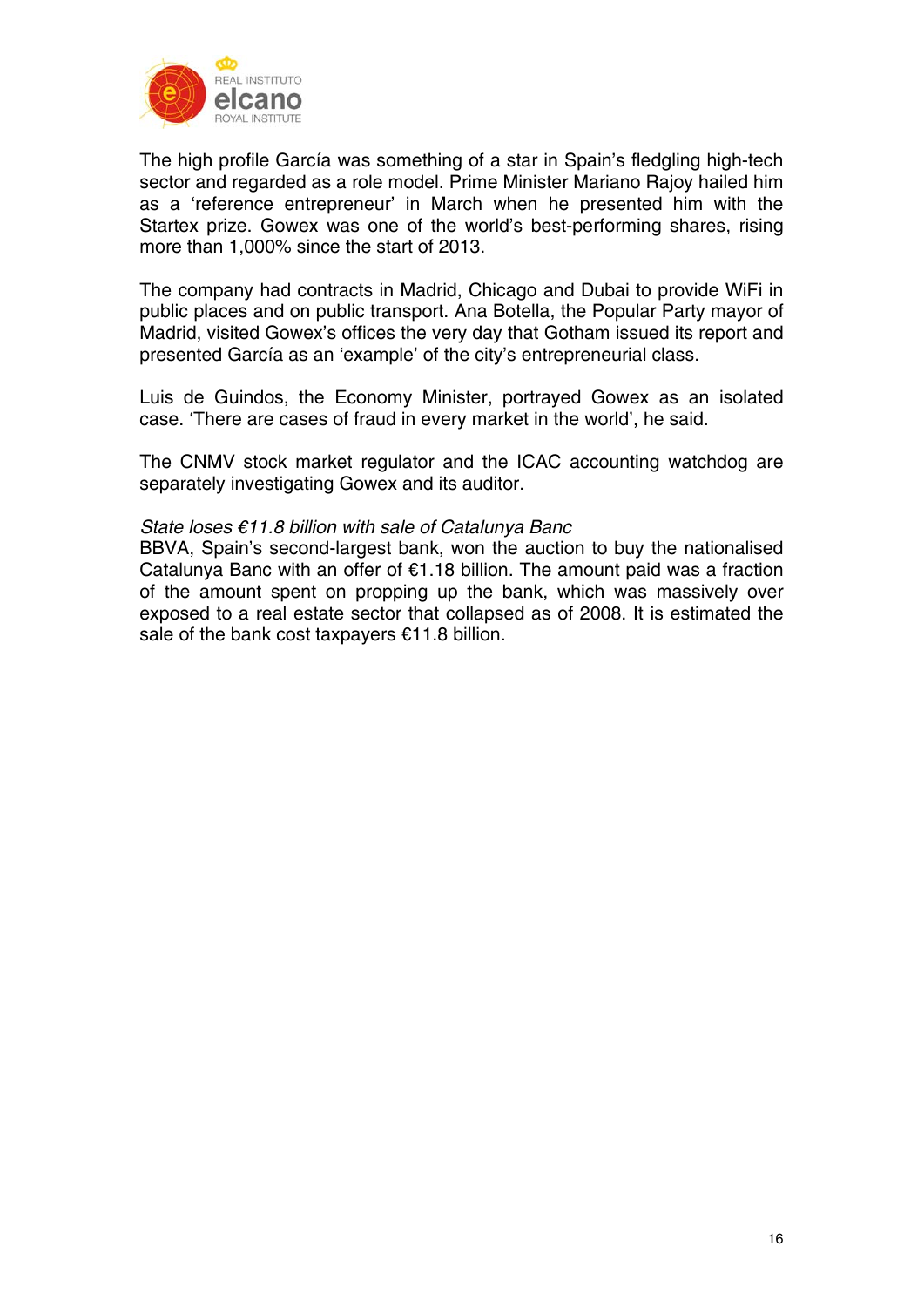The high profile García was something of a star in Spain's fledgling high-tech sector and regarded as a role model. Prime Minister Mariano Rajoy hailed him as a 'reference entrepreneur' in March when he presented him with the Startex prize. Gowex was one of the world's best-performing shares, rising more than 1,000% since the start of 2013.

The company had contracts in Madrid, Chicago and Dubai to provide WiFi in public places and on public transport. Ana Botella, the Popular Party mayor of Madrid, visited Gowex's offices the very day that Gotham issued its report and presented García as an 'example' of the city's entrepreneurial class.

Luis de Guindos, the Economy Minister, portrayed Gowex as an isolated case. 'There are cases of fraud in every market in the world', he said.

The CNMV stock market regulator and the ICAC accounting watchdog are separately investigating Gowex and its auditor.

*State loses €11.8 billion with sale of Catalunya Banc*

BBVA, Spain's second-largest bank, won the auction to buy the nationalised Catalunya Banc with an offer of €1.18 billion. The amount paid was a fraction of the amount spent on propping up the bank, which was massively over exposed to a real estate sector that collapsed as of 2008. It is estimated the sale of the bank cost taxpayers €11.8 billion.